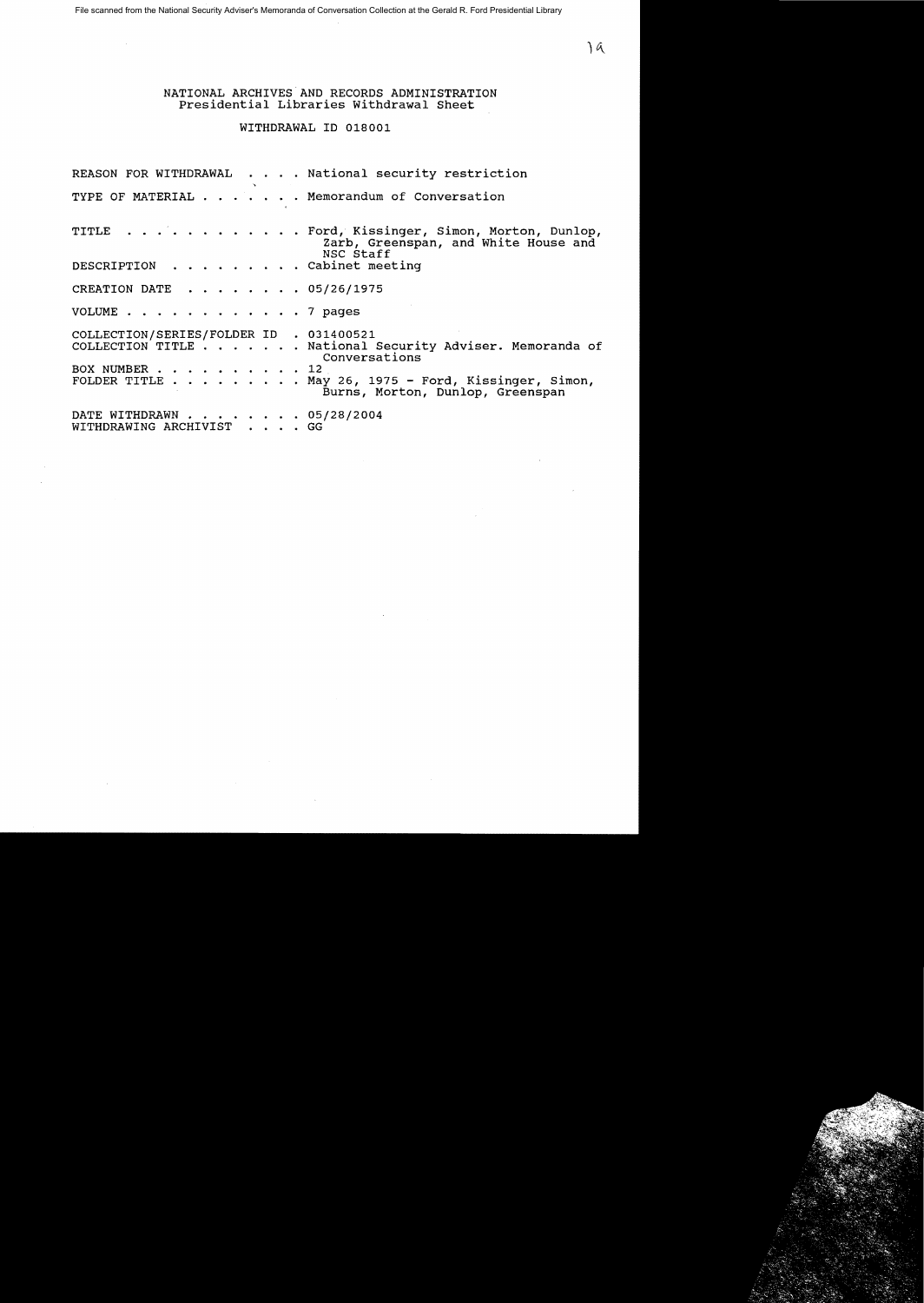# NATIONAL ARCHIVES AND RECORDS ADMINISTRATION
## Presidential Libraries Withdrawal Sheet

### WITHDRAWAL ID 018001

REASON FOR WITHDRAWAL . . . . National security restriction

TYPE OF MATERIAL . . . . . . . Memorandum of Conversation

TITLE . . . . . . . . . . . . Ford, Kissinger, Simon, Morton, Dunlop, Zarb, Greenspan, and White House and NSC Staff

DESCRIPTION . . . . . . . . . Cabinet meeting

CREATION DATE . . . . . . . . 05/26/1975

VOLUME . . . . . . . . . . . . 7 pages

COLLECTION/SERIES/FOLDER ID . 031400521

COLLECTION TITLE . . . . . . . National Security Adviser. Memoranda of Conversations

BOX NUMBER . . . . . . . . . . 12

FOLDER TITLE . . . . . . . . . May 26, 1975 - Ford, Kissinger, Simon, Burns, Morton, Dunlop, Greenspan

DATE WITHDRAWN . . . . . . . . 05/28/2004

WITHDRAWING ARCHIVIST . . . . GG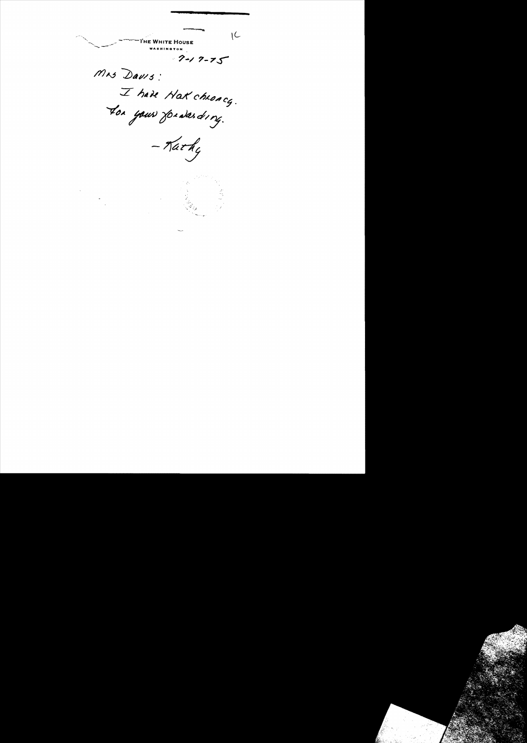1C

THE WHITE HOUSE

WASHINGTON

7-17-75

Mrs Davis:

I have Hak chrono.

For your forwarding.

– Kathy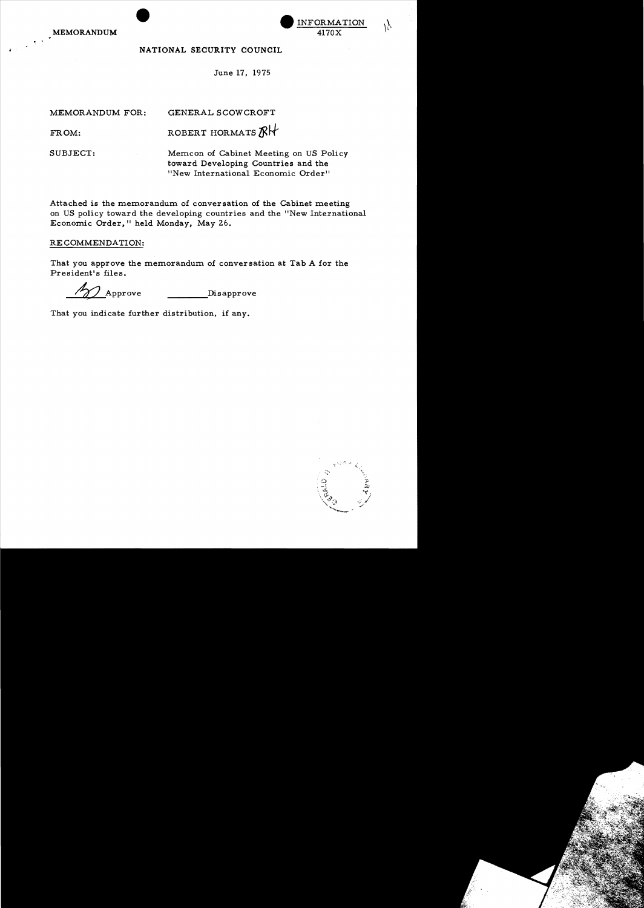MEMORANDUM

INFORMATION
4170X

NATIONAL SECURITY COUNCIL

June 17, 1975

MEMORANDUM FOR: GENERAL SCOWCROFT

FROM: ROBERT HORMATS RH

SUBJECT: Memcon of Cabinet Meeting on US Policy toward Developing Countries and the "New International Economic Order"

Attached is the memorandum of conversation of the Cabinet meeting on US policy toward the developing countries and the "New International Economic Order," held Monday, May 26.

RECOMMENDATION:

That you approve the memorandum of conversation at Tab A for the President's files.

BS Approve ________ Disapprove

That you indicate further distribution, if any.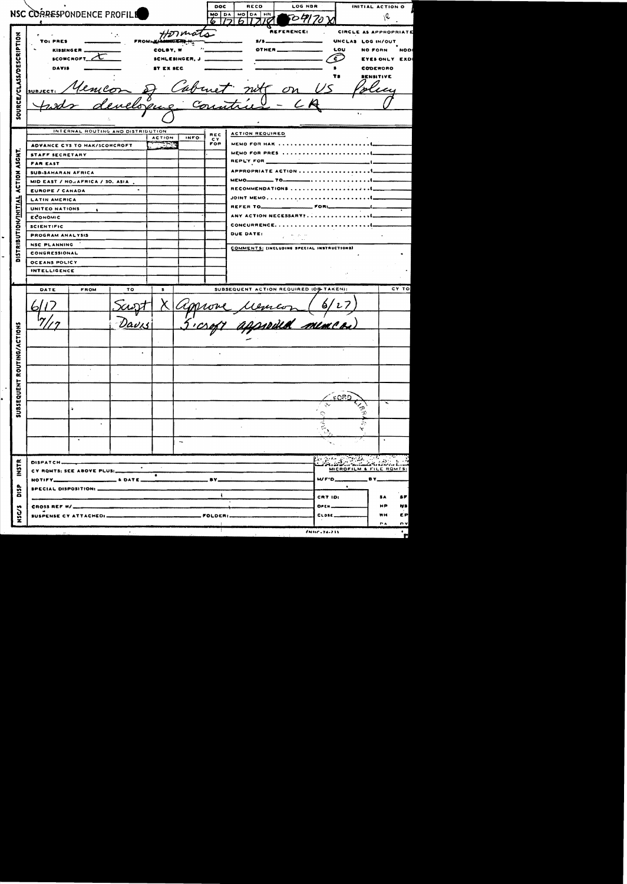# NSC CORRESPONDENCE PROFILE

| DOC | | RECD | | | LOG NBR | INITIAL ACTION O |
|---|---|---|---|---|---|---|
| MO | DA | MO | DA | HR | | |
| 6 | 17 | 6 | 17 | 18 | 504170X | 12 |

**SOURCE/CLASS/DESCRIPTION**

TO: PRES ____ FROM: ~~KISSINGER, H~~ Hormats ____ S/S ____ REFERENCE: ____ CIRCLE AS APPROPRIATE

KISSINGER ____ COLBY, W ____ OTHER ____ UNCLAS LOG IN/OUT

SCOWCROFT X ____ SCHLESINGER, J ____ LOU ____ NO FORN ____ NODI

DAVIS ____ ST EX SEC ____ (C) ____ EYES ONLY ____ EXDI

S ____ CODEWORD

TS ____ SENSITIVE

SUBJECT: Memcon of Cabinet mtg on US Policy towards developing Countries - LA

**DISTRIBUTION/INITIAL ACTION ASGMT.**

| INTERNAL ROUTING AND DISTRIBUTION | ACTION | INFO | REC CY FOR |
|---|---|---|---|
| ADVANCE CYS TO HAK/SCOWCROFT | | | |
| STAFF SECRETARY | | | |
| FAR EAST | | | |
| SUB-SAHARAN AFRICA | | | |
| MID EAST / NO. AFRICA / SO. ASIA | | | |
| EUROPE / CANADA | | | |
| LATIN AMERICA | | | |
| UNITED NATIONS | | | |
| ECONOMIC | | | |
| SCIENTIFIC | | | |
| PROGRAM ANALYSIS | | | |
| NSC PLANNING | | | |
| CONGRESSIONAL | | | |
| OCEANS POLICY | | | |
| INTELLIGENCE | | | |

ACTION REQUIRED

MEMO FOR HAK ....................(____

MEMO FOR PRES ....................(____

REPLY FOR ____ (____

APPROPRIATE ACTION ....................(____

MEMO ____ TO ____ ....................(____

RECOMMENDATIONS ....................(____

JOINT MEMO ....................(____

REFER TO ____ FOR: ____ (____

ANY ACTION NECESSARY? ....................(____

CONCURRENCE ....................(____

DUE DATE:

COMMENTS: (INCLUDING SPECIAL INSTRUCTIONS)

**SUBSEQUENT ROUTING/ACTIONS**

| DATE | FROM | TO | S | SUBSEQUENT ACTION REQUIRED (OR TAKEN): | CY TO |
|---|---|---|---|---|---|
| 6/17 | | Scowcroft | X | Approve Memcon (6/27) | |
| 7/17 | | Davis | | S'croft approved memcon | |

**INSTR** DISPATCH ____

CY RQMTS: SEE ABOVE PLUS: ____

NOTIFY ____ & DATE ____ BY ____

**DISP** SPECIAL DISPOSITION: ____

**NSC/S** CROSS REF W/ ____

SUSPENSE CY ATTACHED: ____ FOLDER: ____

MICROFILM & FILE RQMTS:

M/F'D ____ BY ____

CRT ID: ____ SA SF

OPEN ____ HP NS

CLOSE ____ WH EP

PA DY

(NSC-74-21)